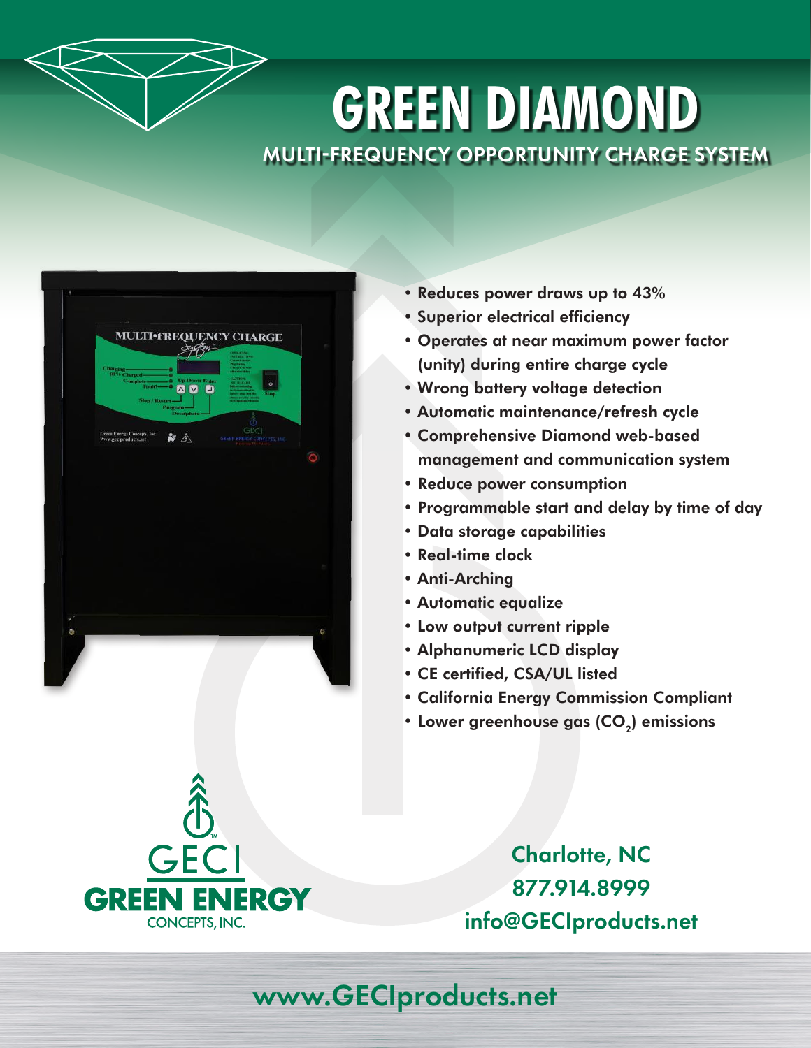# GREEN DIAMOND

## MULTI-FREQUENCY OPPORTUNITY CHARGE SYSTEM

- Reduces power draws up to 43%
- Superior electrical efficiency
- Operates at near maximum power factor (unity) during entire charge cycle
- Wrong battery voltage detection
- Automatic maintenance/refresh cycle
- Comprehensive Diamond web-based management and communication system
- Reduce power consumption
- Programmable start and delay by time of day
- Data storage capabilities
- Real-time clock
- Anti-Arching
- Automatic equalize
- Low output current ripple
- Alphanumeric LCD display
- CE certified, CSA/UL listed
- California Energy Commission Compliant
- Lower greenhouse gas ($CO_2$) emissions

GECI
**GREEN ENERGY**
CONCEPTS, INC.

Charlotte, NC
877.914.8999
info@GECIproducts.net

www.GECIproducts.net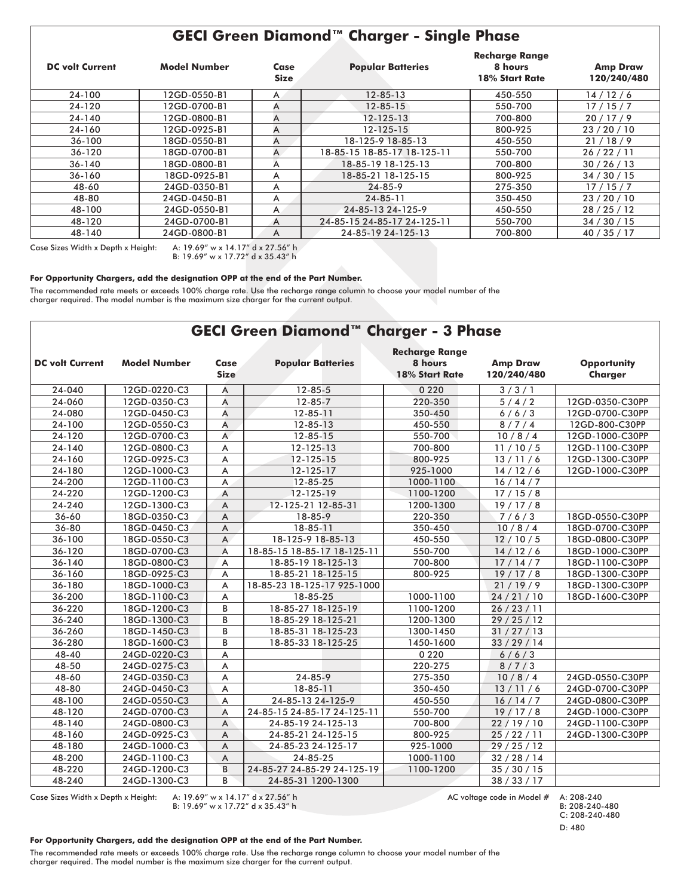## GECI Green Diamond™ Charger - Single Phase

| DC volt Current | Model Number | Case Size | Popular Batteries | Recharge Range 8 hours 18% Start Rate | Amp Draw 120/240/480 |
| --- | --- | --- | --- | --- | --- |
| 24-100 | 12GD-0550-B1 | A | 12-85-13 | 450-550 | 14 / 12 / 6 |
| 24-120 | 12GD-0700-B1 | A | 12-85-15 | 550-700 | 17 / 15 / 7 |
| 24-140 | 12GD-0800-B1 | A | 12-125-13 | 700-800 | 20 / 17 / 9 |
| 24-160 | 12GD-0925-B1 | A | 12-125-15 | 800-925 | 23 / 20 / 10 |
| 36-100 | 18GD-0550-B1 | A | 18-125-9 18-85-13 | 450-550 | 21 / 18 / 9 |
| 36-120 | 18GD-0700-B1 | A | 18-85-15 18-85-17 18-125-11 | 550-700 | 26 / 22 / 11 |
| 36-140 | 18GD-0800-B1 | A | 18-85-19 18-125-13 | 700-800 | 30 / 26 / 13 |
| 36-160 | 18GD-0925-B1 | A | 18-85-21 18-125-15 | 800-925 | 34 / 30 / 15 |
| 48-60 | 24GD-0350-B1 | A | 24-85-9 | 275-350 | 17 / 15 / 7 |
| 48-80 | 24GD-0450-B1 | A | 24-85-11 | 350-450 | 23 / 20 / 10 |
| 48-100 | 24GD-0550-B1 | A | 24-85-13 24-125-9 | 450-550 | 28 / 25 / 12 |
| 48-120 | 24GD-0700-B1 | A | 24-85-15 24-85-17 24-125-11 | 550-700 | 34 / 30 / 15 |
| 48-140 | 24GD-0800-B1 | A | 24-85-19 24-125-13 | 700-800 | 40 / 35 / 17 |

Case Sizes Width x Depth x Height: A: 19.69" w x 14.17" d x 27.56" h
B: 19.69" w x 17.72" d x 35.43" h

**For Opportunity Chargers, add the designation OPP at the end of the Part Number.**

The recommended rate meets or exceeds 100% charge rate. Use the recharge range column to choose your model number of the charger required. The model number is the maximum size charger for the current output.

## GECI Green Diamond™ Charger - 3 Phase

| DC volt Current | Model Number | Case Size | Popular Batteries | Recharge Range 8 hours 18% Start Rate | Amp Draw 120/240/480 | Opportunity Charger |
| --- | --- | --- | --- | --- | --- | --- |
| 24-040 | 12GD-0220-C3 | A | 12-85-5 | 0 220 | 3 / 3 / 1 | |
| 24-060 | 12GD-0350-C3 | A | 12-85-7 | 220-350 | 5 / 4 / 2 | 12GD-0350-C30PP |
| 24-080 | 12GD-0450-C3 | A | 12-85-11 | 350-450 | 6 / 6 / 3 | 12GD-0700-C30PP |
| 24-100 | 12GD-0550-C3 | A | 12-85-13 | 450-550 | 8 / 7 / 4 | 12GD-800-C30PP |
| 24-120 | 12GD-0700-C3 | A | 12-85-15 | 550-700 | 10 / 8 / 4 | 12GD-1000-C30PP |
| 24-140 | 12GD-0800-C3 | A | 12-125-13 | 700-800 | 11 / 10 / 5 | 12GD-1100-C30PP |
| 24-160 | 12GD-0925-C3 | A | 12-125-15 | 800-925 | 13 / 11 / 6 | 12GD-1300-C30PP |
| 24-180 | 12GD-1000-C3 | A | 12-125-17 | 925-1000 | 14 / 12 / 6 | 12GD-1000-C30PP |
| 24-200 | 12GD-1100-C3 | A | 12-85-25 | 1000-1100 | 16 / 14 / 7 | |
| 24-220 | 12GD-1200-C3 | A | 12-125-19 | 1100-1200 | 17 / 15 / 8 | |
| 24-240 | 12GD-1300-C3 | A | 12-125-21 12-85-31 | 1200-1300 | 19 / 17 / 8 | |
| 36-60 | 18GD-0350-C3 | A | 18-85-9 | 220-350 | 7 / 6 / 3 | 18GD-0550-C30PP |
| 36-80 | 18GD-0450-C3 | A | 18-85-11 | 350-450 | 10 / 8 / 4 | 18GD-0700-C30PP |
| 36-100 | 18GD-0550-C3 | A | 18-125-9 18-85-13 | 450-550 | 12 / 10 / 5 | 18GD-0800-C30PP |
| 36-120 | 18GD-0700-C3 | A | 18-85-15 18-85-17 18-125-11 | 550-700 | 14 / 12 / 6 | 18GD-1000-C30PP |
| 36-140 | 18GD-0800-C3 | A | 18-85-19 18-125-13 | 700-800 | 17 / 14 / 7 | 18GD-1100-C30PP |
| 36-160 | 18GD-0925-C3 | A | 18-85-21 18-125-15 | 800-925 | 19 / 17 / 8 | 18GD-1300-C30PP |
| 36-180 | 18GD-1000-C3 | A | 18-85-23 18-125-17 925-1000 | | 21 / 19 / 9 | 18GD-1300-C30PP |
| 36-200 | 18GD-1100-C3 | A | 18-85-25 | 1000-1100 | 24 / 21 / 10 | 18GD-1600-C30PP |
| 36-220 | 18GD-1200-C3 | B | 18-85-27 18-125-19 | 1100-1200 | 26 / 23 / 11 | |
| 36-240 | 18GD-1300-C3 | B | 18-85-29 18-125-21 | 1200-1300 | 29 / 25 / 12 | |
| 36-260 | 18GD-1450-C3 | B | 18-85-31 18-125-23 | 1300-1450 | 31 / 27 / 13 | |
| 36-280 | 18GD-1600-C3 | B | 18-85-33 18-125-25 | 1450-1600 | 33 / 29 / 14 | |
| 48-40 | 24GD-0220-C3 | A | | 0 220 | 6 / 6 / 3 | |
| 48-50 | 24GD-0275-C3 | A | | 220-275 | 8 / 7 / 3 | |
| 48-60 | 24GD-0350-C3 | A | 24-85-9 | 275-350 | 10 / 8 / 4 | 24GD-0550-C30PP |
| 48-80 | 24GD-0450-C3 | A | 18-85-11 | 350-450 | 13 / 11 / 6 | 24GD-0700-C30PP |
| 48-100 | 24GD-0550-C3 | A | 24-85-13 24-125-9 | 450-550 | 16 / 14 / 7 | 24GD-0800-C30PP |
| 48-120 | 24GD-0700-C3 | A | 24-85-15 24-85-17 24-125-11 | 550-700 | 19 / 17 / 8 | 24GD-1000-C30PP |
| 48-140 | 24GD-0800-C3 | A | 24-85-19 24-125-13 | 700-800 | 22 / 19 / 10 | 24GD-1100-C30PP |
| 48-160 | 24GD-0925-C3 | A | 24-85-21 24-125-15 | 800-925 | 25 / 22 / 11 | 24GD-1300-C30PP |
| 48-180 | 24GD-1000-C3 | A | 24-85-23 24-125-17 | 925-1000 | 29 / 25 / 12 | |
| 48-200 | 24GD-1100-C3 | A | 24-85-25 | 1000-1100 | 32 / 28 / 14 | |
| 48-220 | 24GD-1200-C3 | B | 24-85-27 24-85-29 24-125-19 | 1100-1200 | 35 / 30 / 15 | |
| 48-240 | 24GD-1300-C3 | B | 24-85-31 1200-1300 | | 38 / 33 / 17 | |

Case Sizes Width x Depth x Height: A: 19.69" w x 14.17" d x 27.56" h
B: 19.69" w x 17.72" d x 35.43" h

AC voltage code in Model #
A: 208-240
B: 208-240-480
C: 208-240-480
D: 480

**For Opportunity Chargers, add the designation OPP at the end of the Part Number.**

The recommended rate meets or exceeds 100% charge rate. Use the recharge range column to choose your model number of the charger required. The model number is the maximum size charger for the current output.